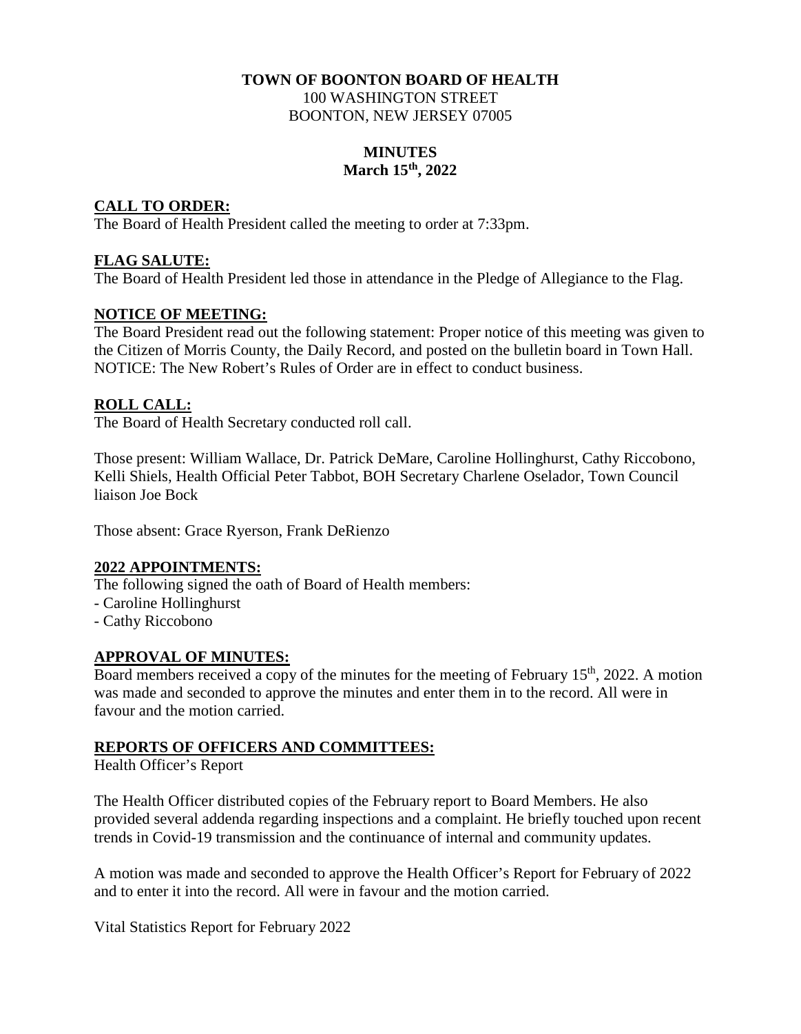**TOWN OF BOONTON BOARD OF HEALTH**
100 WASHINGTON STREET
BOONTON, NEW JERSEY 07005

**MINUTES**
**March 15th, 2022**

## CALL TO ORDER:

The Board of Health President called the meeting to order at 7:33pm.

## FLAG SALUTE:

The Board of Health President led those in attendance in the Pledge of Allegiance to the Flag.

## NOTICE OF MEETING:

The Board President read out the following statement: Proper notice of this meeting was given to the Citizen of Morris County, the Daily Record, and posted on the bulletin board in Town Hall. NOTICE: The New Robert's Rules of Order are in effect to conduct business.

## ROLL CALL:

The Board of Health Secretary conducted roll call.

Those present: William Wallace, Dr. Patrick DeMare, Caroline Hollinghurst, Cathy Riccobono, Kelli Shiels, Health Official Peter Tabbot, BOH Secretary Charlene Oselador, Town Council liaison Joe Bock

Those absent: Grace Ryerson, Frank DeRienzo

## 2022 APPOINTMENTS:

The following signed the oath of Board of Health members:

- Caroline Hollinghurst
- Cathy Riccobono

## APPROVAL OF MINUTES:

Board members received a copy of the minutes for the meeting of February 15th, 2022. A motion was made and seconded to approve the minutes and enter them in to the record. All were in favour and the motion carried.

## REPORTS OF OFFICERS AND COMMITTEES:

Health Officer's Report

The Health Officer distributed copies of the February report to Board Members. He also provided several addenda regarding inspections and a complaint. He briefly touched upon recent trends in Covid-19 transmission and the continuance of internal and community updates.

A motion was made and seconded to approve the Health Officer's Report for February of 2022 and to enter it into the record. All were in favour and the motion carried.

Vital Statistics Report for February 2022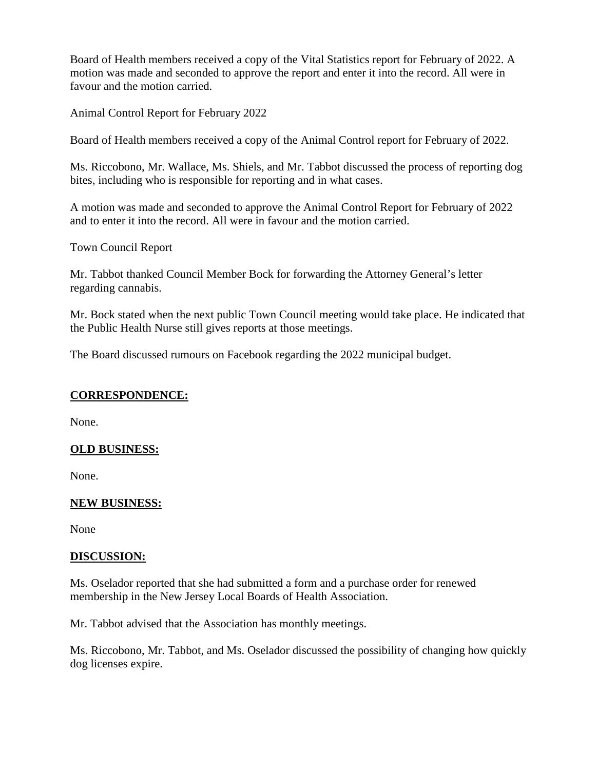Board of Health members received a copy of the Vital Statistics report for February of 2022. A motion was made and seconded to approve the report and enter it into the record. All were in favour and the motion carried.

Animal Control Report for February 2022

Board of Health members received a copy of the Animal Control report for February of 2022.

Ms. Riccobono, Mr. Wallace, Ms. Shiels, and Mr. Tabbot discussed the process of reporting dog bites, including who is responsible for reporting and in what cases.

A motion was made and seconded to approve the Animal Control Report for February of 2022 and to enter it into the record. All were in favour and the motion carried.

Town Council Report

Mr. Tabbot thanked Council Member Bock for forwarding the Attorney General's letter regarding cannabis.

Mr. Bock stated when the next public Town Council meeting would take place. He indicated that the Public Health Nurse still gives reports at those meetings.

The Board discussed rumours on Facebook regarding the 2022 municipal budget.

## CORRESPONDENCE:

None.

## OLD BUSINESS:

None.

## NEW BUSINESS:

None

## DISCUSSION:

Ms. Oselador reported that she had submitted a form and a purchase order for renewed membership in the New Jersey Local Boards of Health Association.

Mr. Tabbot advised that the Association has monthly meetings.

Ms. Riccobono, Mr. Tabbot, and Ms. Oselador discussed the possibility of changing how quickly dog licenses expire.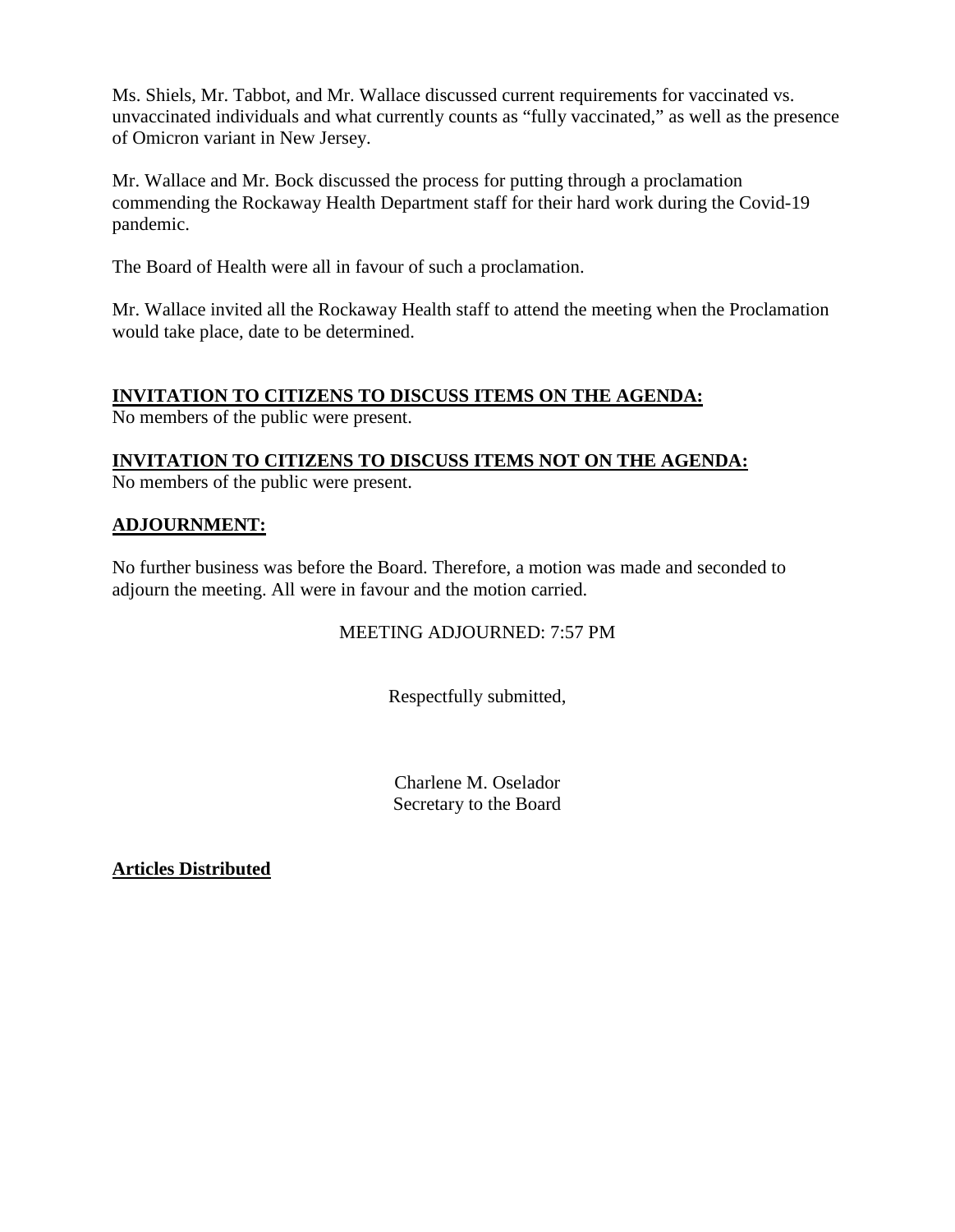Ms. Shiels, Mr. Tabbot, and Mr. Wallace discussed current requirements for vaccinated vs. unvaccinated individuals and what currently counts as "fully vaccinated," as well as the presence of Omicron variant in New Jersey.

Mr. Wallace and Mr. Bock discussed the process for putting through a proclamation commending the Rockaway Health Department staff for their hard work during the Covid-19 pandemic.

The Board of Health were all in favour of such a proclamation.

Mr. Wallace invited all the Rockaway Health staff to attend the meeting when the Proclamation would take place, date to be determined.

**INVITATION TO CITIZENS TO DISCUSS ITEMS ON THE AGENDA:**

No members of the public were present.

**INVITATION TO CITIZENS TO DISCUSS ITEMS NOT ON THE AGENDA:**

No members of the public were present.

**ADJOURNMENT:**

No further business was before the Board. Therefore, a motion was made and seconded to adjourn the meeting. All were in favour and the motion carried.

MEETING ADJOURNED: 7:57 PM

Respectfully submitted,

Charlene M. Oselador
Secretary to the Board

**Articles Distributed**